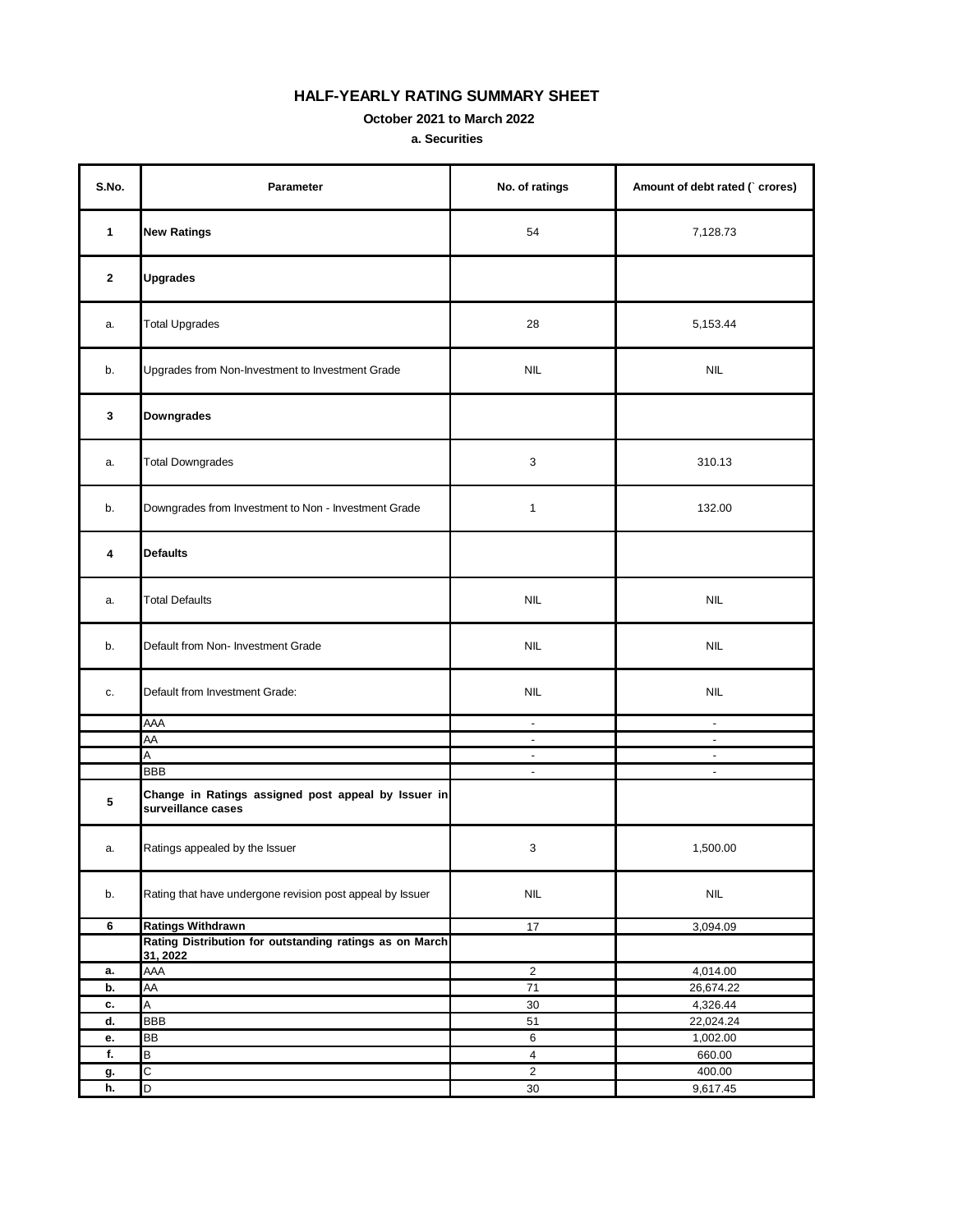# HALF-YEARLY RATING SUMMARY SHEET

**October 2021 to March 2022**

**a. Securities**

| S.No. | Parameter | No. of ratings | Amount of debt rated (` crores) |
|---|---|---|---|
| **1** | **New Ratings** | 54 | 7,128.73 |
| **2** | **Upgrades** | | |
| a. | Total Upgrades | 28 | 5,153.44 |
| b. | Upgrades from Non-Investment to Investment Grade | NIL | NIL |
| **3** | **Downgrades** | | |
| a. | Total Downgrades | 3 | 310.13 |
| b. | Downgrades from Investment to Non - Investment Grade | 1 | 132.00 |
| **4** | **Defaults** | | |
| a. | Total Defaults | NIL | NIL |
| b. | Default from Non- Investment Grade | NIL | NIL |
| c. | Default from Investment Grade: | NIL | NIL |
| | AAA | - | - |
| | AA | - | - |
| | A | - | - |
| | BBB | - | - |
| **5** | **Change in Ratings assigned post appeal by Issuer in surveillance cases** | | |
| a. | Ratings appealed by the Issuer | 3 | 1,500.00 |
| b. | Rating that have undergone revision post appeal by Issuer | NIL | NIL |
| **6** | **Ratings Withdrawn** | 17 | 3,094.09 |
| | **Rating Distribution for outstanding ratings as on March 31, 2022** | | |
| **a.** | AAA | 2 | 4,014.00 |
| **b.** | AA | 71 | 26,674.22 |
| **c.** | A | 30 | 4,326.44 |
| **d.** | BBB | 51 | 22,024.24 |
| **e.** | BB | 6 | 1,002.00 |
| **f.** | B | 4 | 660.00 |
| **g.** | C | 2 | 400.00 |
| **h.** | D | 30 | 9,617.45 |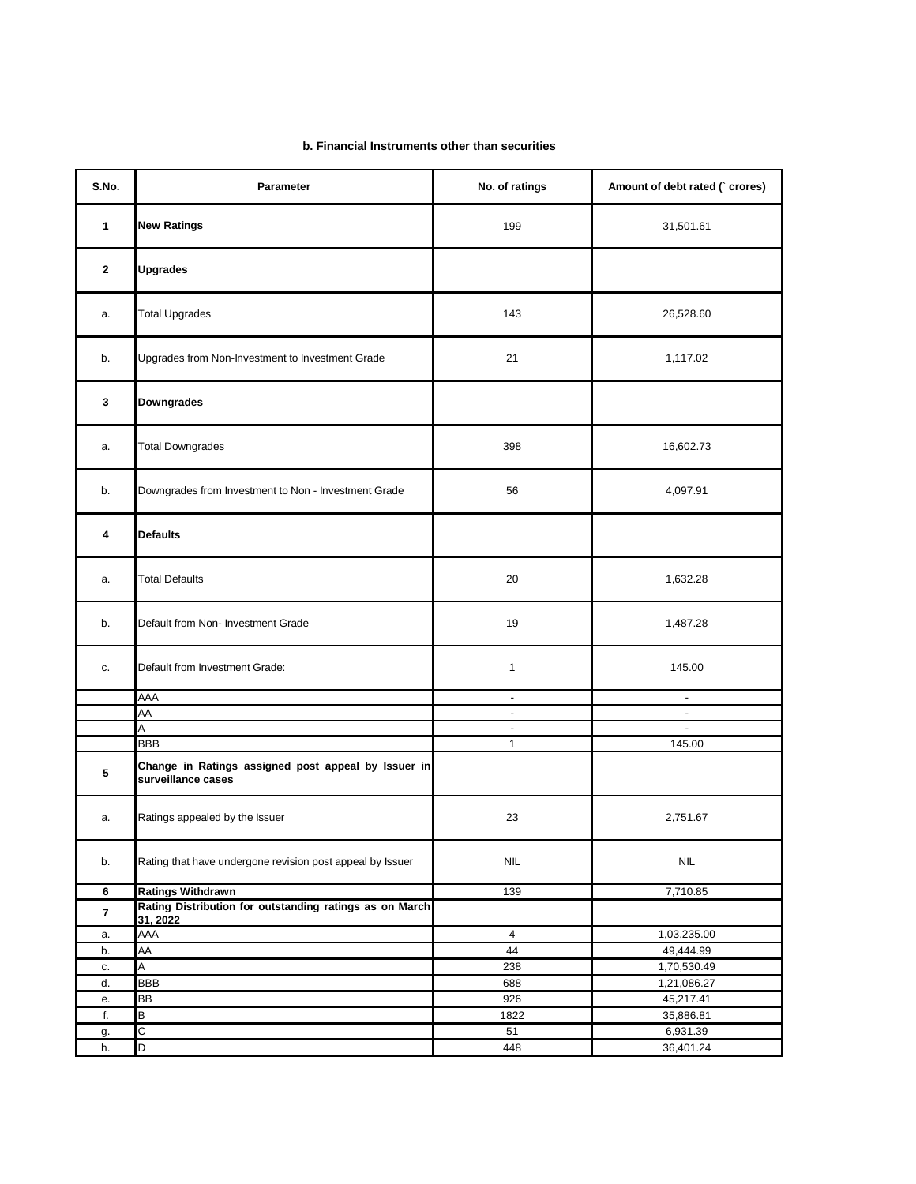**b. Financial Instruments other than securities**

| S.No. | Parameter | No. of ratings | Amount of debt rated (` crores) |
|---|---|---|---|
| 1 | **New Ratings** | 199 | 31,501.61 |
| 2 | **Upgrades** | | |
| a. | Total Upgrades | 143 | 26,528.60 |
| b. | Upgrades from Non-Investment to Investment Grade | 21 | 1,117.02 |
| 3 | **Downgrades** | | |
| a. | Total Downgrades | 398 | 16,602.73 |
| b. | Downgrades from Investment to Non - Investment Grade | 56 | 4,097.91 |
| 4 | **Defaults** | | |
| a. | Total Defaults | 20 | 1,632.28 |
| b. | Default from Non- Investment Grade | 19 | 1,487.28 |
| c. | Default from Investment Grade: | 1 | 145.00 |
| | AAA | - | - |
| | AA | - | - |
| | A | - | - |
| | BBB | 1 | 145.00 |
| 5 | **Change in Ratings assigned post appeal by Issuer in surveillance cases** | | |
| a. | Ratings appealed by the Issuer | 23 | 2,751.67 |
| b. | Rating that have undergone revision post appeal by Issuer | NIL | NIL |
| 6 | **Ratings Withdrawn** | 139 | 7,710.85 |
| 7 | **Rating Distribution for outstanding ratings as on March 31, 2022** | | |
| a. | AAA | 4 | 1,03,235.00 |
| b. | AA | 44 | 49,444.99 |
| c. | A | 238 | 1,70,530.49 |
| d. | BBB | 688 | 1,21,086.27 |
| e. | BB | 926 | 45,217.41 |
| f. | B | 1822 | 35,886.81 |
| g. | C | 51 | 6,931.39 |
| h. | D | 448 | 36,401.24 |